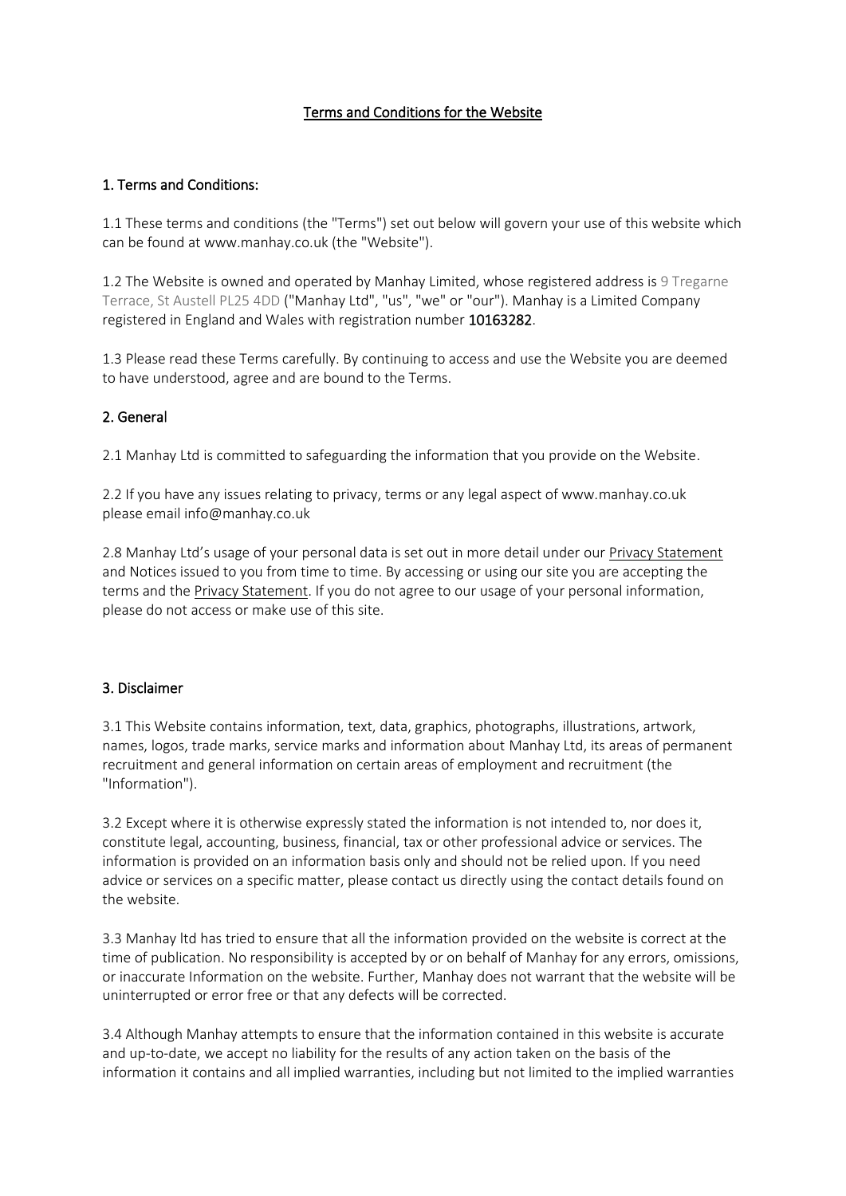# Terms and Conditions for the Website

## 1. Terms and Conditions:

1.1 These terms and conditions (the "Terms") set out below will govern your use of this website which can be found at www.manhay.co.uk (the "Website").

1.2 The Website is owned and operated by Manhay Limited, whose registered address is 9 Tregarne Terrace, St Austell PL25 4DD ("Manhay Ltd", "us", "we" or "our"). Manhay is a Limited Company registered in England and Wales with registration number 10163282.

1.3 Please read these Terms carefully. By continuing to access and use the Website you are deemed to have understood, agree and are bound to the Terms.

## 2. General

2.1 Manhay Ltd is committed to safeguarding the information that you provide on the Website.

2.2 If you have any issues relating to privacy, terms or any legal aspect of www.manhay.co.uk please email info@manhay.co.uk

2.8 Manhay Ltd's usage of your personal data is set out in more detail under our Privacy Statement and Notices issued to you from time to time. By accessing or using our site you are accepting the terms and the Privacy Statement. If you do not agree to our usage of your personal information, please do not access or make use of this site.

## 3. Disclaimer

3.1 This Website contains information, text, data, graphics, photographs, illustrations, artwork, names, logos, trade marks, service marks and information about Manhay Ltd, its areas of permanent recruitment and general information on certain areas of employment and recruitment (the "Information").

3.2 Except where it is otherwise expressly stated the information is not intended to, nor does it, constitute legal, accounting, business, financial, tax or other professional advice or services. The information is provided on an information basis only and should not be relied upon. If you need advice or services on a specific matter, please contact us directly using the contact details found on the website.

3.3 Manhay ltd has tried to ensure that all the information provided on the website is correct at the time of publication. No responsibility is accepted by or on behalf of Manhay for any errors, omissions, or inaccurate Information on the website. Further, Manhay does not warrant that the website will be uninterrupted or error free or that any defects will be corrected.

3.4 Although Manhay attempts to ensure that the information contained in this website is accurate and up-to-date, we accept no liability for the results of any action taken on the basis of the information it contains and all implied warranties, including but not limited to the implied warranties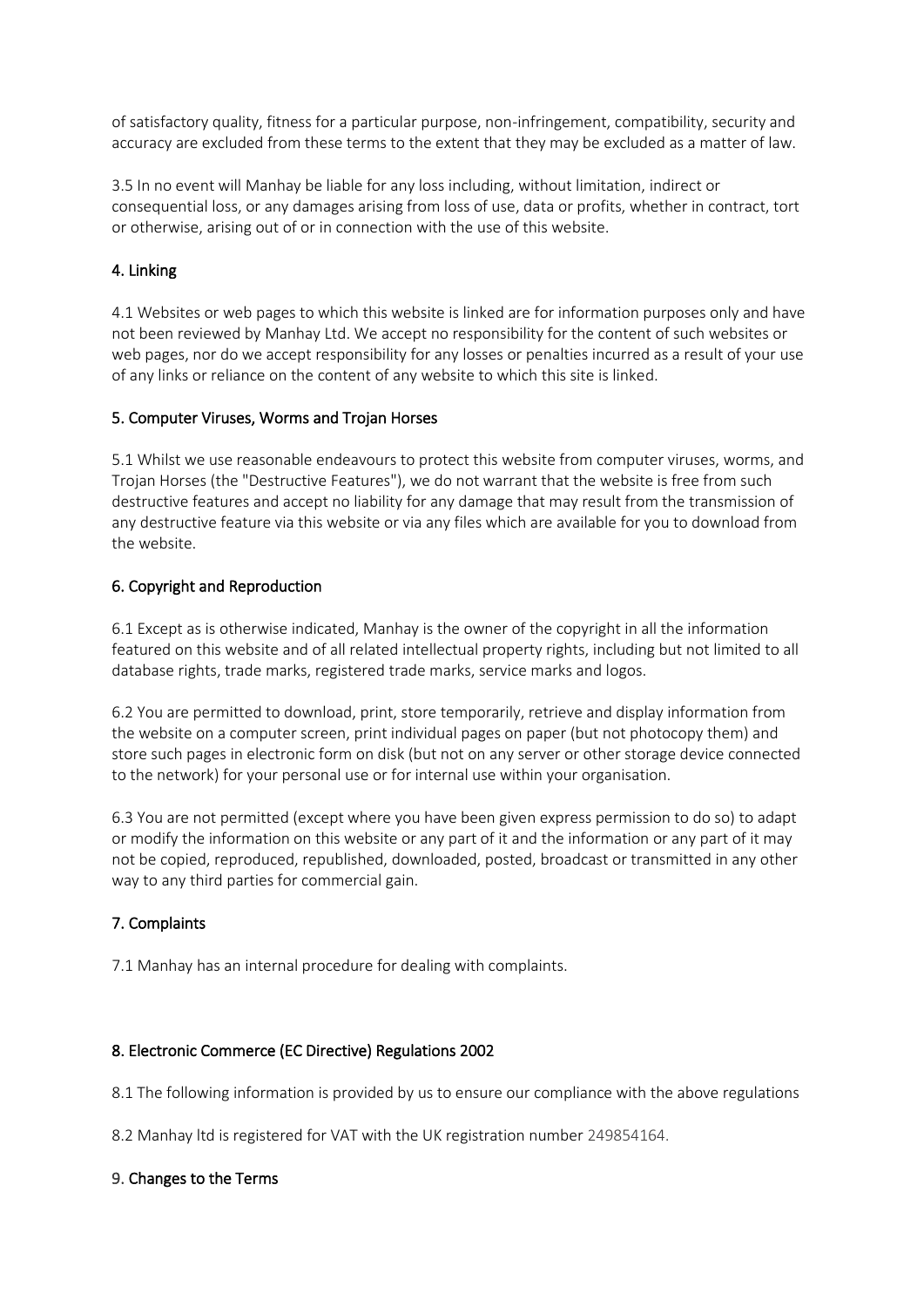of satisfactory quality, fitness for a particular purpose, non-infringement, compatibility, security and accuracy are excluded from these terms to the extent that they may be excluded as a matter of law.

3.5 In no event will Manhay be liable for any loss including, without limitation, indirect or consequential loss, or any damages arising from loss of use, data or profits, whether in contract, tort or otherwise, arising out of or in connection with the use of this website.

## 4. Linking

4.1 Websites or web pages to which this website is linked are for information purposes only and have not been reviewed by Manhay Ltd. We accept no responsibility for the content of such websites or web pages, nor do we accept responsibility for any losses or penalties incurred as a result of your use of any links or reliance on the content of any website to which this site is linked.

## 5. Computer Viruses, Worms and Trojan Horses

5.1 Whilst we use reasonable endeavours to protect this website from computer viruses, worms, and Trojan Horses (the "Destructive Features"), we do not warrant that the website is free from such destructive features and accept no liability for any damage that may result from the transmission of any destructive feature via this website or via any files which are available for you to download from the website.

## 6. Copyright and Reproduction

6.1 Except as is otherwise indicated, Manhay is the owner of the copyright in all the information featured on this website and of all related intellectual property rights, including but not limited to all database rights, trade marks, registered trade marks, service marks and logos.

6.2 You are permitted to download, print, store temporarily, retrieve and display information from the website on a computer screen, print individual pages on paper (but not photocopy them) and store such pages in electronic form on disk (but not on any server or other storage device connected to the network) for your personal use or for internal use within your organisation.

6.3 You are not permitted (except where you have been given express permission to do so) to adapt or modify the information on this website or any part of it and the information or any part of it may not be copied, reproduced, republished, downloaded, posted, broadcast or transmitted in any other way to any third parties for commercial gain.

## 7. Complaints

7.1 Manhay has an internal procedure for dealing with complaints.

## 8. Electronic Commerce (EC Directive) Regulations 2002

8.1 The following information is provided by us to ensure our compliance with the above regulations

8.2 Manhay ltd is registered for VAT with the UK registration number 249854164.

## 9. Changes to the Terms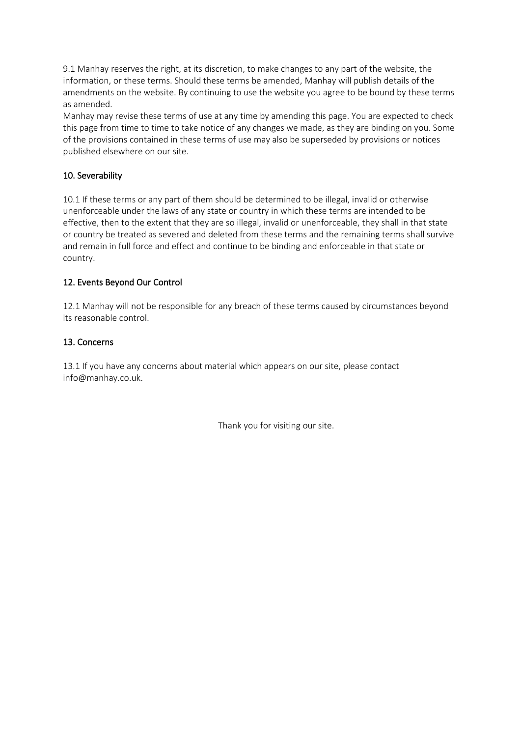9.1 Manhay reserves the right, at its discretion, to make changes to any part of the website, the information, or these terms. Should these terms be amended, Manhay will publish details of the amendments on the website. By continuing to use the website you agree to be bound by these terms as amended.
Manhay may revise these terms of use at any time by amending this page. You are expected to check this page from time to time to take notice of any changes we made, as they are binding on you. Some of the provisions contained in these terms of use may also be superseded by provisions or notices published elsewhere on our site.

## 10. Severability

10.1 If these terms or any part of them should be determined to be illegal, invalid or otherwise unenforceable under the laws of any state or country in which these terms are intended to be effective, then to the extent that they are so illegal, invalid or unenforceable, they shall in that state or country be treated as severed and deleted from these terms and the remaining terms shall survive and remain in full force and effect and continue to be binding and enforceable in that state or country.

## 12. Events Beyond Our Control

12.1 Manhay will not be responsible for any breach of these terms caused by circumstances beyond its reasonable control.

## 13. Concerns

13.1 If you have any concerns about material which appears on our site, please contact info@manhay.co.uk.

Thank you for visiting our site.